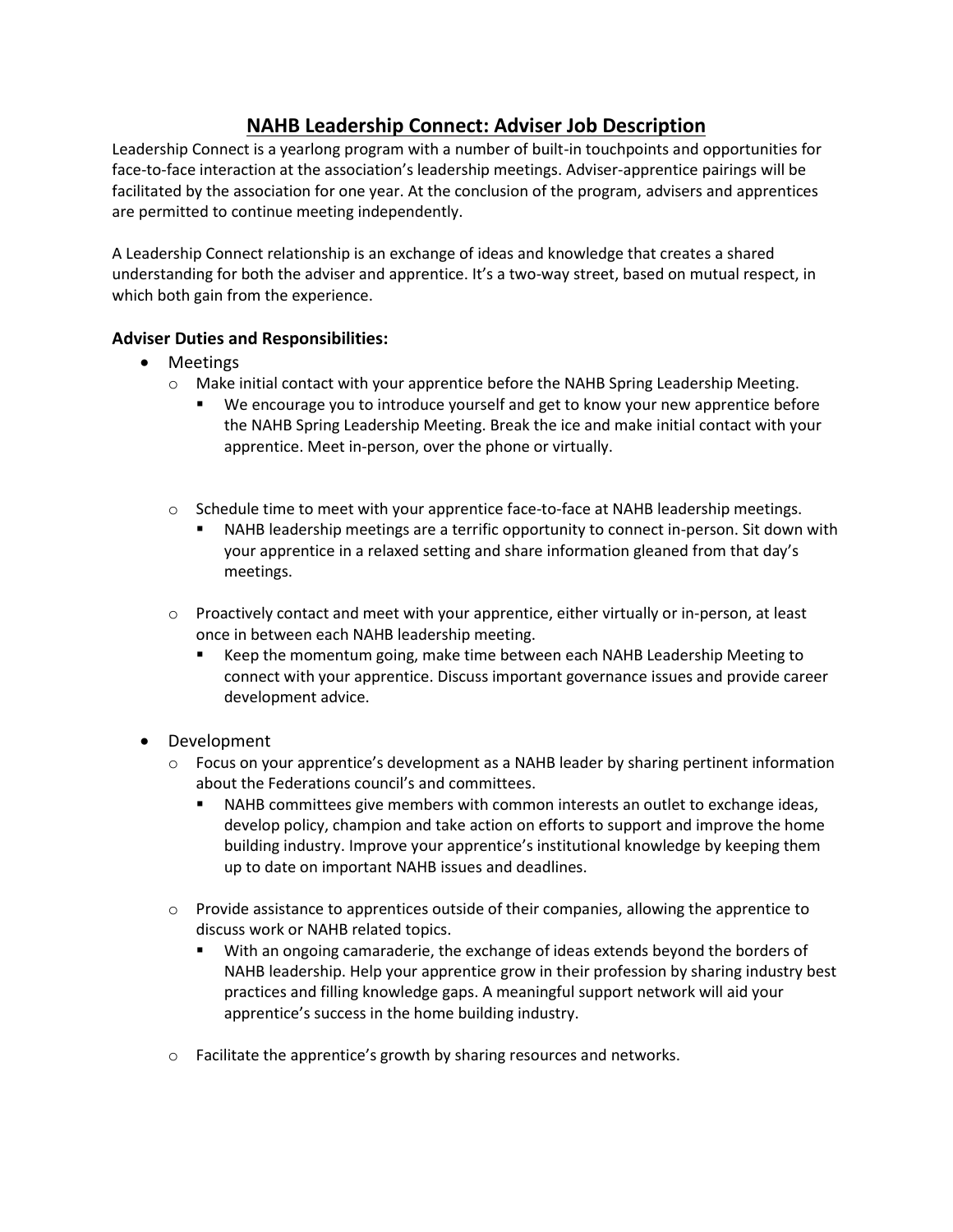# NAHB Leadership Connect: Adviser Job Description

Leadership Connect is a yearlong program with a number of built-in touchpoints and opportunities for face-to-face interaction at the association's leadership meetings. Adviser-apprentice pairings will be facilitated by the association for one year. At the conclusion of the program, advisers and apprentices are permitted to continue meeting independently.

A Leadership Connect relationship is an exchange of ideas and knowledge that creates a shared understanding for both the adviser and apprentice. It's a two-way street, based on mutual respect, in which both gain from the experience.

### Adviser Duties and Responsibilities:

- Meetings
    - Make initial contact with your apprentice before the NAHB Spring Leadership Meeting.
        - We encourage you to introduce yourself and get to know your new apprentice before the NAHB Spring Leadership Meeting. Break the ice and make initial contact with your apprentice. Meet in-person, over the phone or virtually.
    - Schedule time to meet with your apprentice face-to-face at NAHB leadership meetings.
        - NAHB leadership meetings are a terrific opportunity to connect in-person. Sit down with your apprentice in a relaxed setting and share information gleaned from that day's meetings.
    - Proactively contact and meet with your apprentice, either virtually or in-person, at least once in between each NAHB leadership meeting.
        - Keep the momentum going, make time between each NAHB Leadership Meeting to connect with your apprentice. Discuss important governance issues and provide career development advice.
- Development
    - Focus on your apprentice's development as a NAHB leader by sharing pertinent information about the Federations council's and committees.
        - NAHB committees give members with common interests an outlet to exchange ideas, develop policy, champion and take action on efforts to support and improve the home building industry. Improve your apprentice's institutional knowledge by keeping them up to date on important NAHB issues and deadlines.
    - Provide assistance to apprentices outside of their companies, allowing the apprentice to discuss work or NAHB related topics.
        - With an ongoing camaraderie, the exchange of ideas extends beyond the borders of NAHB leadership. Help your apprentice grow in their profession by sharing industry best practices and filling knowledge gaps. A meaningful support network will aid your apprentice's success in the home building industry.
    - Facilitate the apprentice's growth by sharing resources and networks.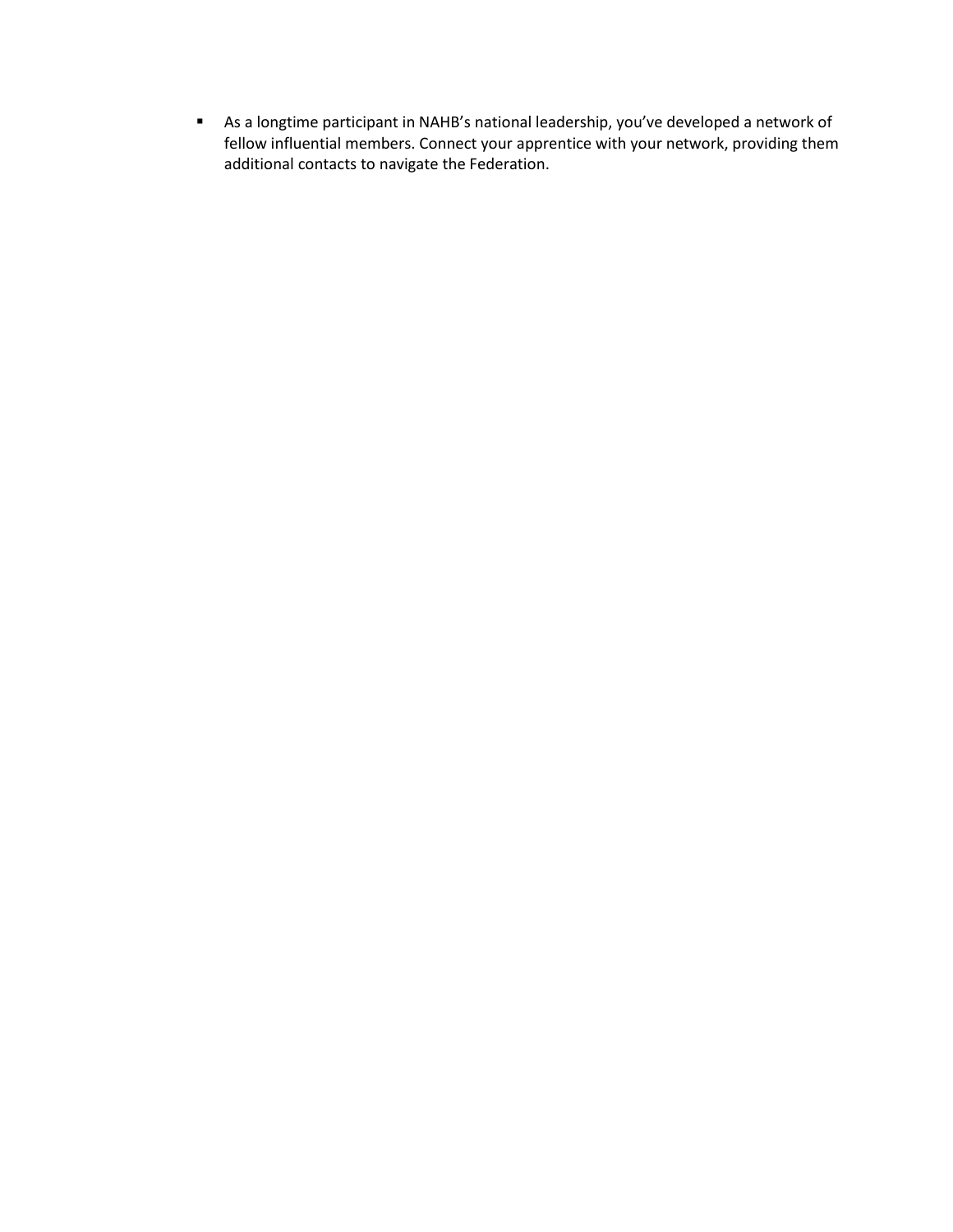- As a longtime participant in NAHB's national leadership, you've developed a network of fellow influential members. Connect your apprentice with your network, providing them additional contacts to navigate the Federation.